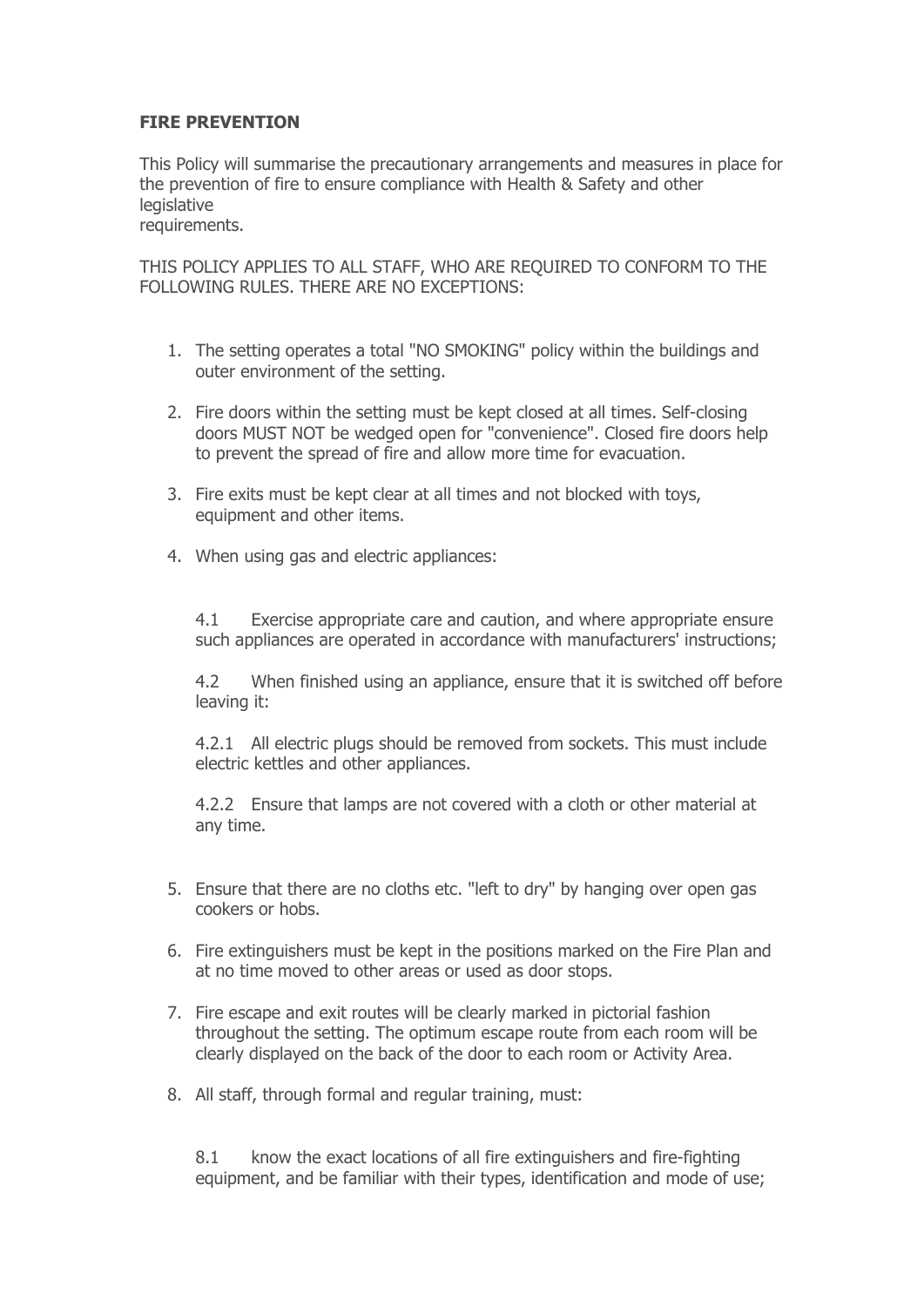**FIRE PREVENTION**

This Policy will summarise the precautionary arrangements and measures in place for the prevention of fire to ensure compliance with Health & Safety and other legislative requirements.

THIS POLICY APPLIES TO ALL STAFF, WHO ARE REQUIRED TO CONFORM TO THE FOLLOWING RULES. THERE ARE NO EXCEPTIONS:

1. The setting operates a total "NO SMOKING" policy within the buildings and outer environment of the setting.

2. Fire doors within the setting must be kept closed at all times. Self-closing doors MUST NOT be wedged open for "convenience". Closed fire doors help to prevent the spread of fire and allow more time for evacuation.

3. Fire exits must be kept clear at all times and not blocked with toys, equipment and other items.

4. When using gas and electric appliances:

   4.1 Exercise appropriate care and caution, and where appropriate ensure such appliances are operated in accordance with manufacturers' instructions;

   4.2 When finished using an appliance, ensure that it is switched off before leaving it:

   4.2.1 All electric plugs should be removed from sockets. This must include electric kettles and other appliances.

   4.2.2 Ensure that lamps are not covered with a cloth or other material at any time.

5. Ensure that there are no cloths etc. "left to dry" by hanging over open gas cookers or hobs.

6. Fire extinguishers must be kept in the positions marked on the Fire Plan and at no time moved to other areas or used as door stops.

7. Fire escape and exit routes will be clearly marked in pictorial fashion throughout the setting. The optimum escape route from each room will be clearly displayed on the back of the door to each room or Activity Area.

8. All staff, through formal and regular training, must:

   8.1 know the exact locations of all fire extinguishers and fire-fighting equipment, and be familiar with their types, identification and mode of use;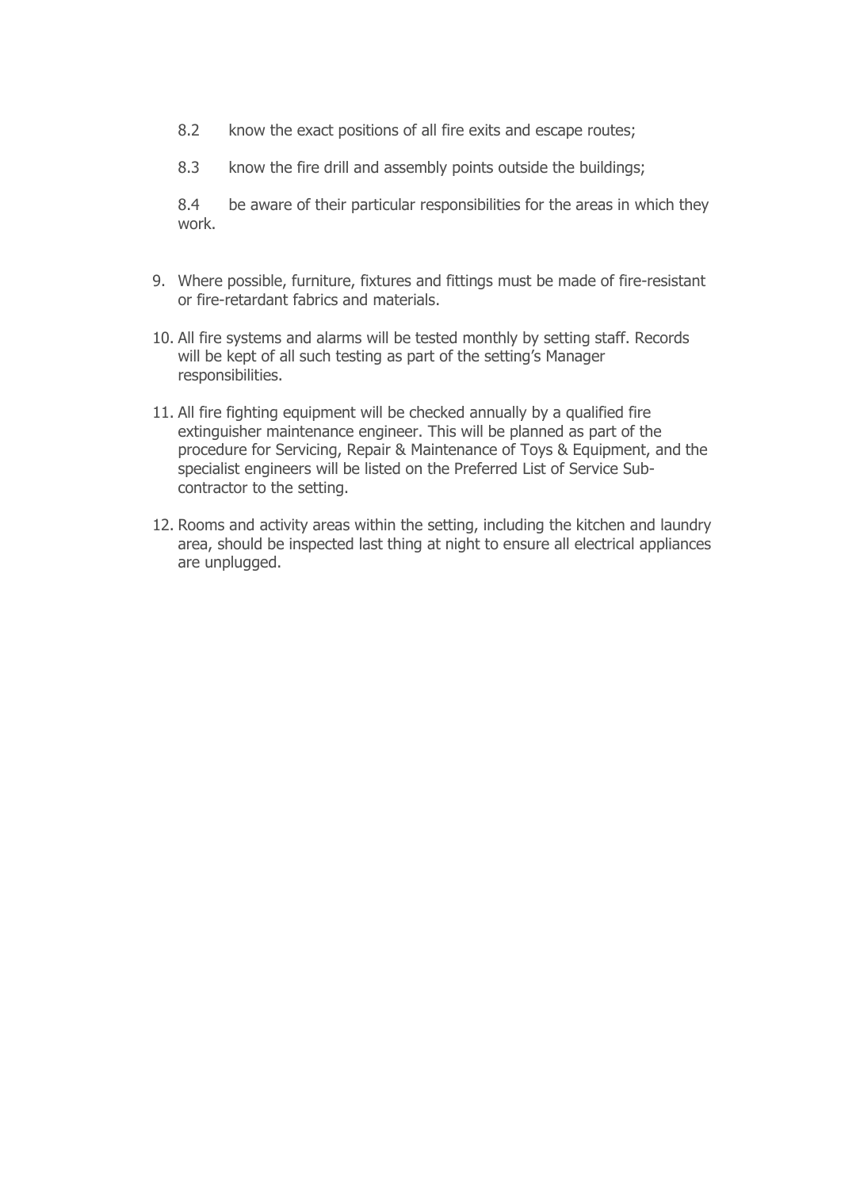8.2 know the exact positions of all fire exits and escape routes;

8.3 know the fire drill and assembly points outside the buildings;

8.4 be aware of their particular responsibilities for the areas in which they work.

9. Where possible, furniture, fixtures and fittings must be made of fire-resistant or fire-retardant fabrics and materials.
10. All fire systems and alarms will be tested monthly by setting staff. Records will be kept of all such testing as part of the setting's Manager responsibilities.
11. All fire fighting equipment will be checked annually by a qualified fire extinguisher maintenance engineer. This will be planned as part of the procedure for Servicing, Repair & Maintenance of Toys & Equipment, and the specialist engineers will be listed on the Preferred List of Service Sub-contractor to the setting.
12. Rooms and activity areas within the setting, including the kitchen and laundry area, should be inspected last thing at night to ensure all electrical appliances are unplugged.